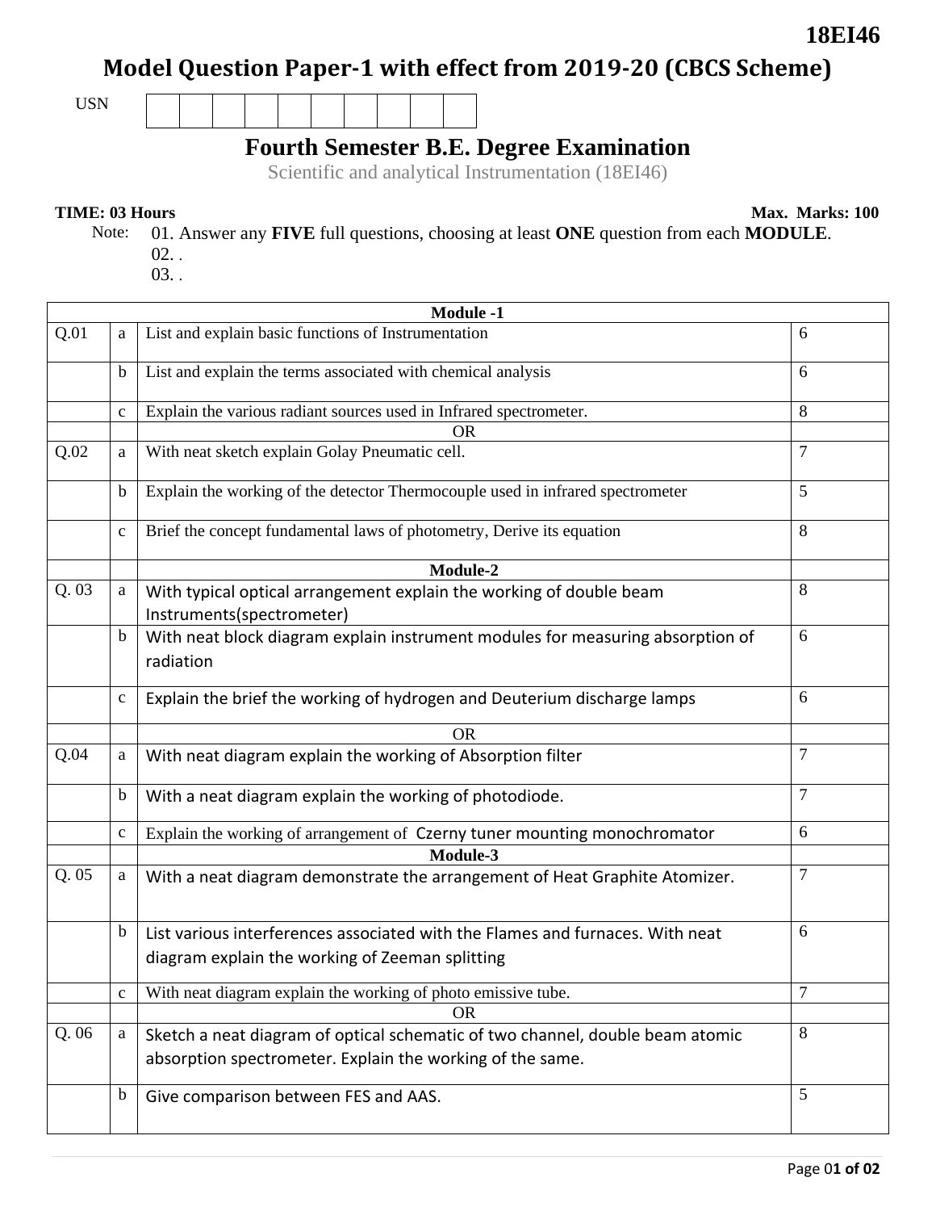**18EI46**

# Model Question Paper-1 with effect from 2019-20 (CBCS Scheme)

USN | | | | | | | | | | |

## Fourth Semester B.E. Degree Examination

Scientific and analytical Instrumentation (18EI46)

**TIME: 03 Hours** **Max. Marks: 100**

Note: 01. Answer any **FIVE** full questions, choosing at least **ONE** question from each **MODULE**.
02. .
03. .

| | | **Module -1** | |
|---|---|---|---|
| Q.01 | a | List and explain basic functions of Instrumentation | 6 |
| | b | List and explain the terms associated with chemical analysis | 6 |
| | c | Explain the various radiant sources used in Infrared spectrometer. | 8 |
| | | OR | |
| Q.02 | a | With neat sketch explain Golay Pneumatic cell. | 7 |
| | b | Explain the working of the detector Thermocouple used in infrared spectrometer | 5 |
| | c | Brief the concept fundamental laws of photometry, Derive its equation | 8 |
| | | **Module-2** | |
| Q. 03 | a | With typical optical arrangement explain the working of double beam Instruments(spectrometer) | 8 |
| | b | With neat block diagram explain instrument modules for measuring absorption of radiation | 6 |
| | c | Explain the brief the working of hydrogen and Deuterium discharge lamps | 6 |
| | | OR | |
| Q.04 | a | With neat diagram explain the working of Absorption filter | 7 |
| | b | With a neat diagram explain the working of photodiode. | 7 |
| | c | Explain the working of arrangement of Czerny tuner mounting monochromator | 6 |
| | | **Module-3** | |
| Q. 05 | a | With a neat diagram demonstrate the arrangement of Heat Graphite Atomizer. | 7 |
| | b | List various interferences associated with the Flames and furnaces. With neat diagram explain the working of Zeeman splitting | 6 |
| | c | With neat diagram explain the working of photo emissive tube. | 7 |
| | | OR | |
| Q. 06 | a | Sketch a neat diagram of optical schematic of two channel, double beam atomic absorption spectrometer. Explain the working of the same. | 8 |
| | b | Give comparison between FES and AAS. | 5 |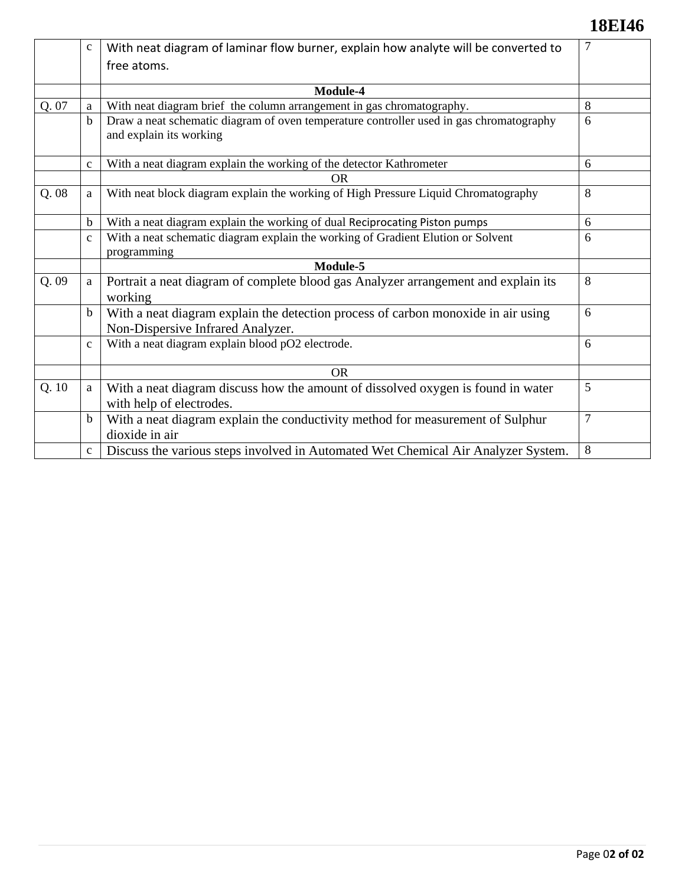| | | | |
|---|---|---|---|
| | c | With neat diagram of laminar flow burner, explain how analyte will be converted to free atoms. | 7 |
| | | **Module-4** | |
| Q. 07 | a | With neat diagram brief the column arrangement in gas chromatography. | 8 |
| | b | Draw a neat schematic diagram of oven temperature controller used in gas chromatography and explain its working | 6 |
| | c | With a neat diagram explain the working of the detector Kathrometer | 6 |
| | | OR | |
| Q. 08 | a | With neat block diagram explain the working of High Pressure Liquid Chromatography | 8 |
| | b | With a neat diagram explain the working of dual Reciprocating Piston pumps | 6 |
| | c | With a neat schematic diagram explain the working of Gradient Elution or Solvent programming | 6 |
| | | **Module-5** | |
| Q. 09 | a | Portrait a neat diagram of complete blood gas Analyzer arrangement and explain its working | 8 |
| | b | With a neat diagram explain the detection process of carbon monoxide in air using Non-Dispersive Infrared Analyzer. | 6 |
| | c | With a neat diagram explain blood $pO_2$ electrode. | 6 |
| | | OR | |
| Q. 10 | a | With a neat diagram discuss how the amount of dissolved oxygen is found in water with help of electrodes. | 5 |
| | b | With a neat diagram explain the conductivity method for measurement of Sulphur dioxide in air | 7 |
| | c | Discuss the various steps involved in Automated Wet Chemical Air Analyzer System. | 8 |